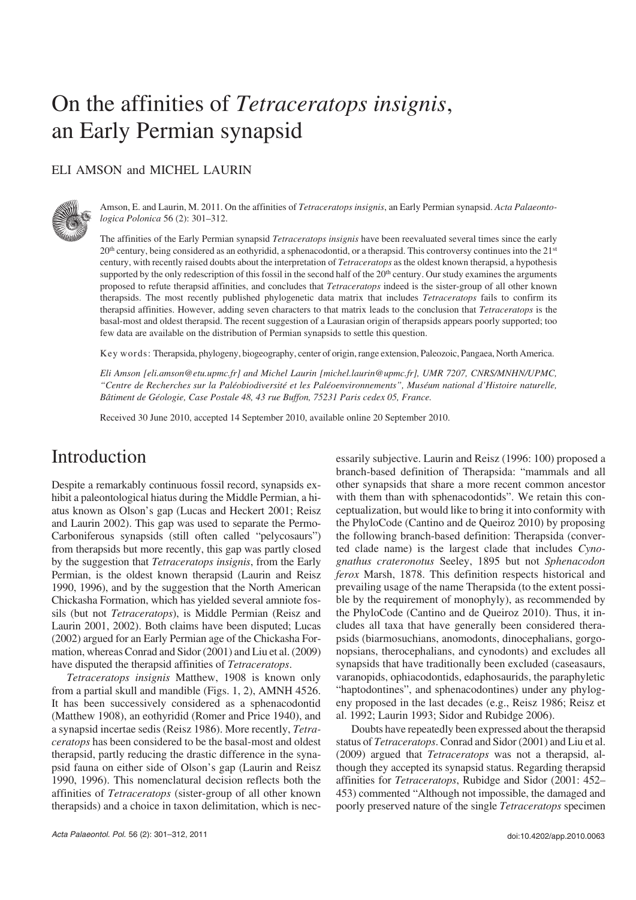# On the affinities of *Tetraceratops insignis*, an Early Permian synapsid

ELI AMSON and MICHEL LAURIN

Amson, E. and Laurin, M. 2011. On the affinities of *Tetraceratops insignis*, an Early Permian synapsid. *Acta Palaeontologica Polonica* 56 (2): 301–312.

The affinities of the Early Permian synapsid *Tetraceratops insignis* have been reevaluated several times since the early 20th century, being considered as an eothyridid, a sphenacodontid, or a therapsid. This controversy continues into the 21st century, with recently raised doubts about the interpretation of *Tetraceratops* as the oldest known therapsid, a hypothesis supported by the only redescription of this fossil in the second half of the 20th century. Our study examines the arguments proposed to refute therapsid affinities, and concludes that *Tetraceratops* indeed is the sister-group of all other known therapsids. The most recently published phylogenetic data matrix that includes *Tetraceratops* fails to confirm its therapsid affinities. However, adding seven characters to that matrix leads to the conclusion that *Tetraceratops* is the basal-most and oldest therapsid. The recent suggestion of a Laurasian origin of therapsids appears poorly supported; too few data are available on the distribution of Permian synapsids to settle this question.

Key words: Therapsida, phylogeny, biogeography, center of origin, range extension, Paleozoic, Pangaea, North America.

*Eli Amson [eli.amson@etu.upmc.fr] and Michel Laurin [michel.laurin@upmc.fr], UMR 7207, CNRS/MNHN/UPMC, "Centre de Recherches sur la Paléobiodiversité et les Paléoenvironnements", Muséum national d'Histoire naturelle, Bâtiment de Géologie, Case Postale 48, 43 rue Buffon, 75231 Paris cedex 05, France.*

Received 30 June 2010, accepted 14 September 2010, available online 20 September 2010.

## Introduction

Despite a remarkably continuous fossil record, synapsids exhibit a paleontological hiatus during the Middle Permian, a hiatus known as Olson's gap (Lucas and Heckert 2001; Reisz and Laurin 2002). This gap was used to separate the Permo-Carboniferous synapsids (still often called "pelycosaurs") from therapsids but more recently, this gap was partly closed by the suggestion that *Tetraceratops insignis*, from the Early Permian, is the oldest known therapsid (Laurin and Reisz 1990, 1996), and by the suggestion that the North American Chickasha Formation, which has yielded several amniote fossils (but not *Tetraceratops*), is Middle Permian (Reisz and Laurin 2001, 2002). Both claims have been disputed; Lucas (2002) argued for an Early Permian age of the Chickasha Formation, whereas Conrad and Sidor (2001) and Liu et al. (2009) have disputed the therapsid affinities of *Tetraceratops*.

*Tetraceratops insignis* Matthew, 1908 is known only from a partial skull and mandible (Figs. 1, 2), AMNH 4526. It has been successively considered as a sphenacodontid (Matthew 1908), an eothyridid (Romer and Price 1940), and a synapsid incertae sedis (Reisz 1986). More recently, *Tetraceratops* has been considered to be the basal-most and oldest therapsid, partly reducing the drastic difference in the synapsid fauna on either side of Olson's gap (Laurin and Reisz 1990, 1996). This nomenclatural decision reflects both the affinities of *Tetraceratops* (sister-group of all other known therapsids) and a choice in taxon delimitation, which is necessarily subjective. Laurin and Reisz (1996: 100) proposed a branch-based definition of Therapsida: "mammals and all other synapsids that share a more recent common ancestor with them than with sphenacodontids". We retain this conceptualization, but would like to bring it into conformity with the PhyloCode (Cantino and de Queiroz 2010) by proposing the following branch-based definition: Therapsida (converted clade name) is the largest clade that includes *Cynognathus crateronotus* Seeley, 1895 but not *Sphenacodon ferox* Marsh, 1878. This definition respects historical and prevailing usage of the name Therapsida (to the extent possible by the requirement of monophyly), as recommended by the PhyloCode (Cantino and de Queiroz 2010). Thus, it includes all taxa that have generally been considered therapsids (biarmosuchians, anomodonts, dinocephalians, gorgonopsians, therocephalians, and cynodonts) and excludes all synapsids that have traditionally been excluded (caseasaurs, varanopids, ophiacodontids, edaphosaurids, the paraphyletic "haptodontines", and sphenacodontines) under any phylogeny proposed in the last decades (e.g., Reisz 1986; Reisz et al. 1992; Laurin 1993; Sidor and Rubidge 2006).

Doubts have repeatedly been expressed about the therapsid status of *Tetraceratops*. Conrad and Sidor (2001) and Liu et al. (2009) argued that *Tetraceratops* was not a therapsid, although they accepted its synapsid status. Regarding therapsid affinities for *Tetraceratops*, Rubidge and Sidor (2001: 452–453) commented "Although not impossible, the damaged and poorly preserved nature of the single *Tetraceratops* specimen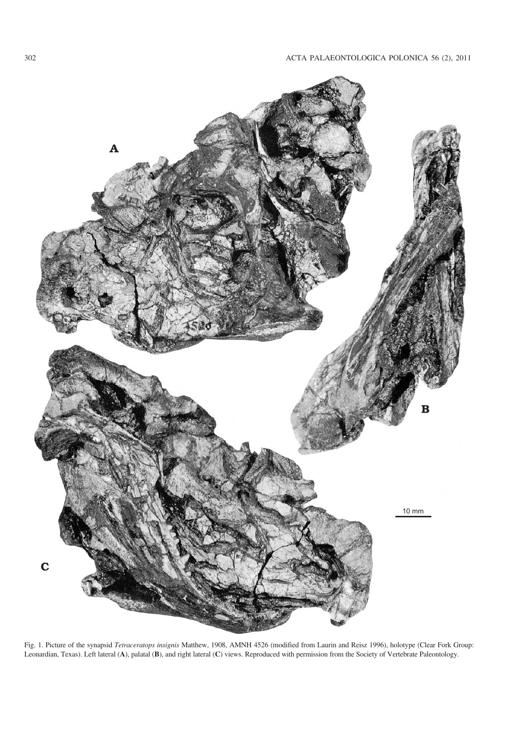Fig. 1. Picture of the synapsid *Tetraceratops insignis* Matthew, 1908, AMNH 4526 (modified from Laurin and Reisz 1996), holotype (Clear Fork Group: Leonardian, Texas). Left lateral (**A**), palatal (**B**), and right lateral (**C**) views. Reproduced with permission from the Society of Vertebrate Paleontology.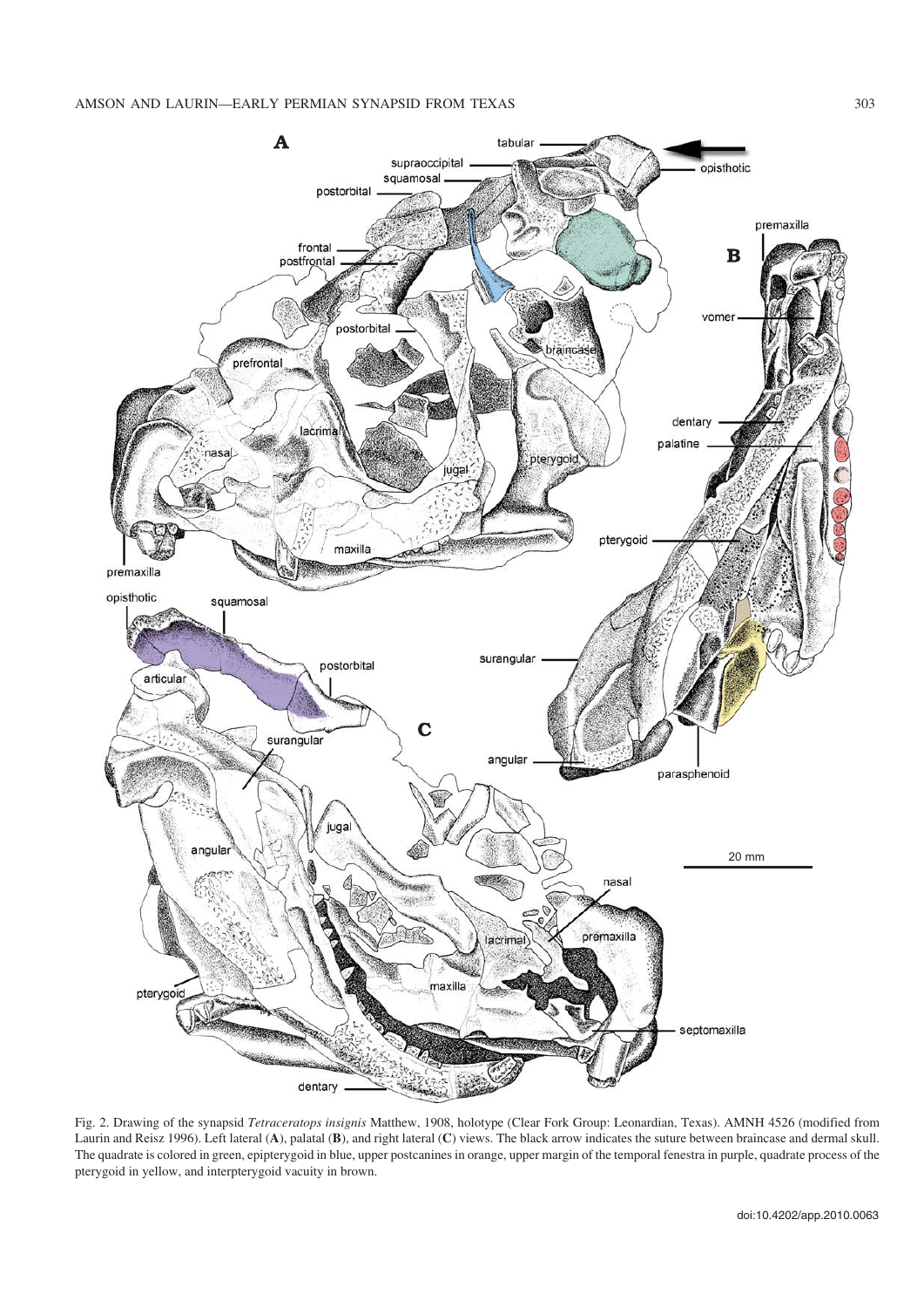Fig. 2. Drawing of the synapsid *Tetraceratops insignis* Matthew, 1908, holotype (Clear Fork Group: Leonardian, Texas). AMNH 4526 (modified from Laurin and Reisz 1996). Left lateral (**A**), palatal (**B**), and right lateral (**C**) views. The black arrow indicates the suture between braincase and dermal skull. The quadrate is colored in green, epipterygoid in blue, upper postcanines in orange, upper margin of the temporal fenestra in purple, quadrate process of the pterygoid in yellow, and interpterygoid vacuity in brown.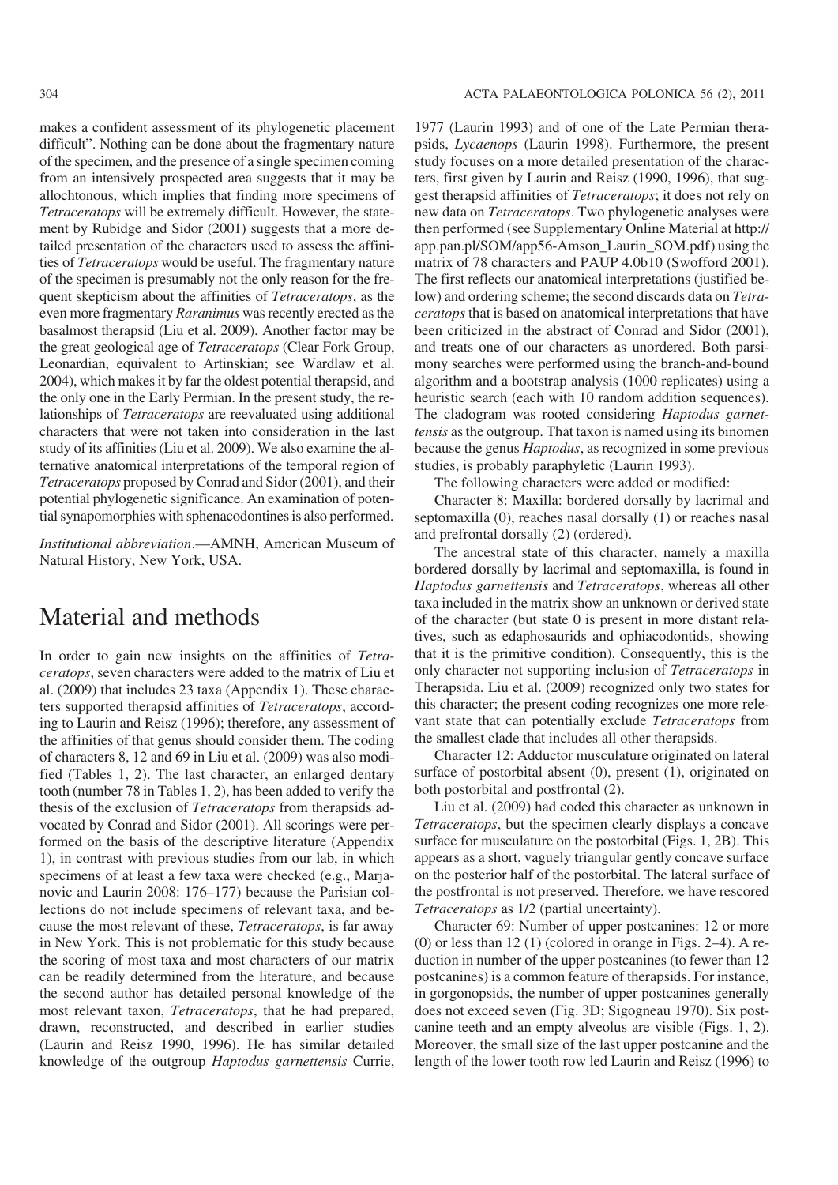makes a confident assessment of its phylogenetic placement difficult". Nothing can be done about the fragmentary nature of the specimen, and the presence of a single specimen coming from an intensively prospected area suggests that it may be allochtonous, which implies that finding more specimens of *Tetraceratops* will be extremely difficult. However, the statement by Rubidge and Sidor (2001) suggests that a more detailed presentation of the characters used to assess the affinities of *Tetraceratops* would be useful. The fragmentary nature of the specimen is presumably not the only reason for the frequent skepticism about the affinities of *Tetraceratops*, as the even more fragmentary *Raranimus* was recently erected as the basalmost therapsid (Liu et al. 2009). Another factor may be the great geological age of *Tetraceratops* (Clear Fork Group, Leonardian, equivalent to Artinskian; see Wardlaw et al. 2004), which makes it by far the oldest potential therapsid, and the only one in the Early Permian. In the present study, the relationships of *Tetraceratops* are reevaluated using additional characters that were not taken into consideration in the last study of its affinities (Liu et al. 2009). We also examine the alternative anatomical interpretations of the temporal region of *Tetraceratops* proposed by Conrad and Sidor (2001), and their potential phylogenetic significance. An examination of potential synapomorphies with sphenacodontines is also performed.

*Institutional abbreviation*.—AMNH, American Museum of Natural History, New York, USA.

# Material and methods

In order to gain new insights on the affinities of *Tetraceratops*, seven characters were added to the matrix of Liu et al. (2009) that includes 23 taxa (Appendix 1). These characters supported therapsid affinities of *Tetraceratops*, according to Laurin and Reisz (1996); therefore, any assessment of the affinities of that genus should consider them. The coding of characters 8, 12 and 69 in Liu et al. (2009) was also modified (Tables 1, 2). The last character, an enlarged dentary tooth (number 78 in Tables 1, 2), has been added to verify the thesis of the exclusion of *Tetraceratops* from therapsids advocated by Conrad and Sidor (2001). All scorings were performed on the basis of the descriptive literature (Appendix 1), in contrast with previous studies from our lab, in which specimens of at least a few taxa were checked (e.g., Marjanovic and Laurin 2008: 176–177) because the Parisian collections do not include specimens of relevant taxa, and because the most relevant of these, *Tetraceratops*, is far away in New York. This is not problematic for this study because the scoring of most taxa and most characters of our matrix can be readily determined from the literature, and because the second author has detailed personal knowledge of the most relevant taxon, *Tetraceratops*, that he had prepared, drawn, reconstructed, and described in earlier studies (Laurin and Reisz 1990, 1996). He has similar detailed knowledge of the outgroup *Haptodus garnettensis* Currie, 1977 (Laurin 1993) and of one of the Late Permian therapsids, *Lycaenops* (Laurin 1998). Furthermore, the present study focuses on a more detailed presentation of the characters, first given by Laurin and Reisz (1990, 1996), that suggest therapsid affinities of *Tetraceratops*; it does not rely on new data on *Tetraceratops*. Two phylogenetic analyses were then performed (see Supplementary Online Material at http://app.pan.pl/SOM/app56-Amson_Laurin_SOM.pdf) using the matrix of 78 characters and PAUP 4.0b10 (Swofford 2001). The first reflects our anatomical interpretations (justified below) and ordering scheme; the second discards data on *Tetraceratops* that is based on anatomical interpretations that have been criticized in the abstract of Conrad and Sidor (2001), and treats one of our characters as unordered. Both parsimony searches were performed using the branch-and-bound algorithm and a bootstrap analysis (1000 replicates) using a heuristic search (each with 10 random addition sequences). The cladogram was rooted considering *Haptodus garnettensis* as the outgroup. That taxon is named using its binomen because the genus *Haptodus*, as recognized in some previous studies, is probably paraphyletic (Laurin 1993).

The following characters were added or modified:

Character 8: Maxilla: bordered dorsally by lacrimal and septomaxilla (0), reaches nasal dorsally (1) or reaches nasal and prefrontal dorsally (2) (ordered).

The ancestral state of this character, namely a maxilla bordered dorsally by lacrimal and septomaxilla, is found in *Haptodus garnettensis* and *Tetraceratops*, whereas all other taxa included in the matrix show an unknown or derived state of the character (but state 0 is present in more distant relatives, such as edaphosaurids and ophiacodontids, showing that it is the primitive condition). Consequently, this is the only character not supporting inclusion of *Tetraceratops* in Therapsida. Liu et al. (2009) recognized only two states for this character; the present coding recognizes one more relevant state that can potentially exclude *Tetraceratops* from the smallest clade that includes all other therapsids.

Character 12: Adductor musculature originated on lateral surface of postorbital absent (0), present (1), originated on both postorbital and postfrontal (2).

Liu et al. (2009) had coded this character as unknown in *Tetraceratops*, but the specimen clearly displays a concave surface for musculature on the postorbital (Figs. 1, 2B). This appears as a short, vaguely triangular gently concave surface on the posterior half of the postorbital. The lateral surface of the postfrontal is not preserved. Therefore, we have rescored *Tetraceratops* as 1/2 (partial uncertainty).

Character 69: Number of upper postcanines: 12 or more (0) or less than 12 (1) (colored in orange in Figs. 2–4). A reduction in number of the upper postcanines (to fewer than 12 postcanines) is a common feature of therapsids. For instance, in gorgonopsids, the number of upper postcanines generally does not exceed seven (Fig. 3D; Sigogneau 1970). Six postcanine teeth and an empty alveolus are visible (Figs. 1, 2). Moreover, the small size of the last upper postcanine and the length of the lower tooth row led Laurin and Reisz (1996) to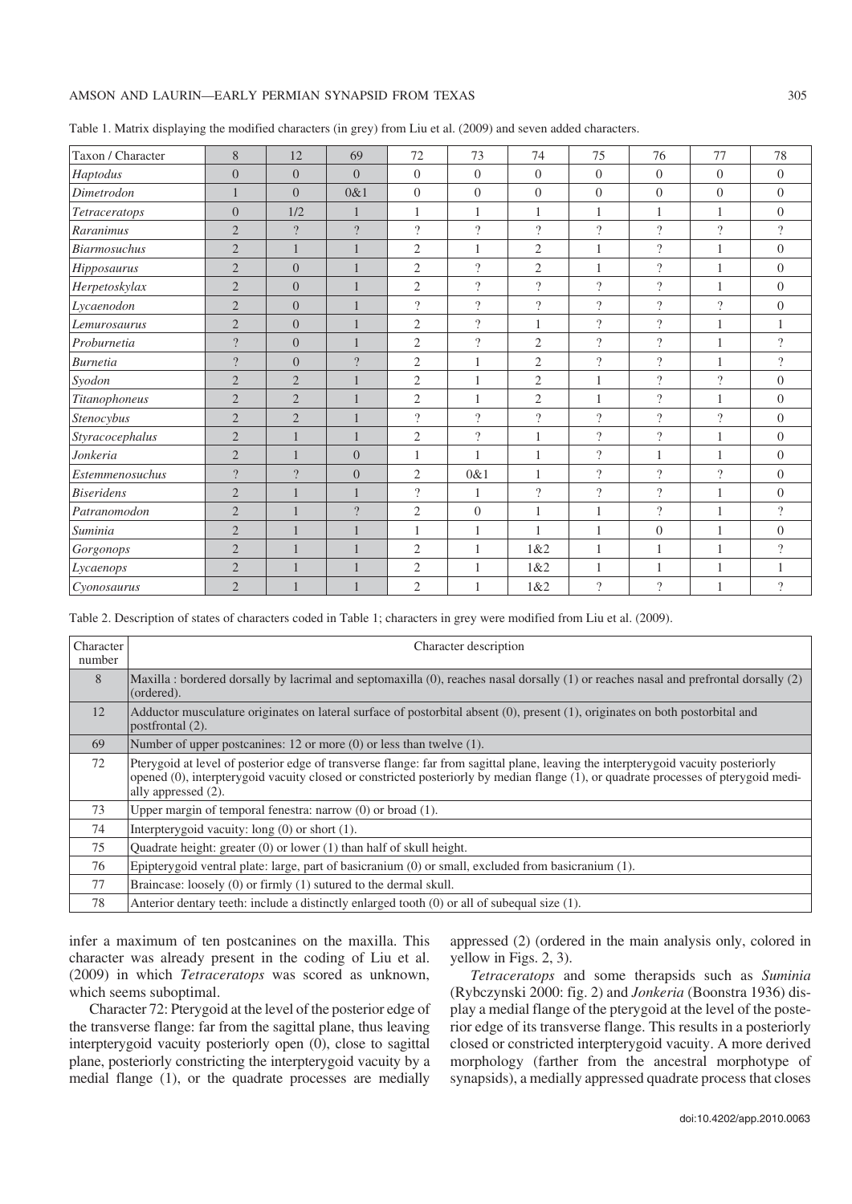Table 1. Matrix displaying the modified characters (in grey) from Liu et al. (2009) and seven added characters.

| Taxon / Character | 8 | 12 | 69 | 72 | 73 | 74 | 75 | 76 | 77 | 78 |
|---|---|---|---|---|---|---|---|---|---|---|
| *Haptodus* | 0 | 0 | 0 | 0 | 0 | 0 | 0 | 0 | 0 | 0 |
| *Dimetrodon* | 1 | 0 | 0&1 | 0 | 0 | 0 | 0 | 0 | 0 | 0 |
| *Tetraceratops* | 0 | 1/2 | 1 | 1 | 1 | 1 | 1 | 1 | 1 | 0 |
| *Raranimus* | 2 | ? | ? | ? | ? | ? | ? | ? | ? | ? |
| *Biarmosuchus* | 2 | 1 | 1 | 2 | 1 | 2 | 1 | ? | 1 | 0 |
| *Hipposaurus* | 2 | 0 | 1 | 2 | ? | 2 | 1 | ? | 1 | 0 |
| *Herpetoskylax* | 2 | 0 | 1 | 2 | ? | ? | ? | ? | 1 | 0 |
| *Lycaenodon* | 2 | 0 | 1 | ? | ? | ? | ? | ? | ? | 0 |
| *Lemurosaurus* | 2 | 0 | 1 | 2 | ? | 1 | ? | ? | 1 | 1 |
| *Proburnetia* | ? | 0 | 1 | 2 | ? | 2 | ? | ? | 1 | ? |
| *Burnetia* | ? | 0 | ? | 2 | 1 | 2 | ? | ? | 1 | ? |
| *Syodon* | 2 | 2 | 1 | 2 | 1 | 2 | 1 | ? | ? | 0 |
| *Titanophoneus* | 2 | 2 | 1 | 2 | 1 | 2 | 1 | ? | 1 | 0 |
| *Stenocybus* | 2 | 2 | 1 | ? | ? | ? | ? | ? | ? | 0 |
| *Styracocephalus* | 2 | 1 | 1 | 2 | ? | 1 | ? | ? | 1 | 0 |
| *Jonkeria* | 2 | 1 | 0 | 1 | 1 | 1 | ? | 1 | 1 | 0 |
| *Estemmenosuchus* | ? | ? | 0 | 2 | 0&1 | 1 | ? | ? | ? | 0 |
| *Biseridens* | 2 | 1 | 1 | ? | 1 | ? | ? | ? | 1 | 0 |
| *Patranomodon* | 2 | 1 | ? | 2 | 0 | 1 | 1 | ? | 1 | ? |
| *Suminia* | 2 | 1 | 1 | 1 | 1 | 1 | 1 | 0 | 1 | 0 |
| *Gorgonops* | 2 | 1 | 1 | 2 | 1 | 1&2 | 1 | 1 | 1 | ? |
| *Lycaenops* | 2 | 1 | 1 | 2 | 1 | 1&2 | 1 | 1 | 1 | 1 |
| *Cyonosaurus* | 2 | 1 | 1 | 2 | 1 | 1&2 | ? | ? | 1 | ? |

Table 2. Description of states of characters coded in Table 1; characters in grey were modified from Liu et al. (2009).

| Character number | Character description |
|---|---|
| 8 | Maxilla : bordered dorsally by lacrimal and septomaxilla (0), reaches nasal dorsally (1) or reaches nasal and prefrontal dorsally (2) (ordered). |
| 12 | Adductor musculature originates on lateral surface of postorbital absent (0), present (1), originates on both postorbital and postfrontal (2). |
| 69 | Number of upper postcanines: 12 or more (0) or less than twelve (1). |
| 72 | Pterygoid at level of posterior edge of transverse flange: far from sagittal plane, leaving the interpterygoid vacuity posteriorly opened (0), interpterygoid vacuity closed or constricted posteriorly by median flange (1), or quadrate processes of pterygoid medially appressed (2). |
| 73 | Upper margin of temporal fenestra: narrow (0) or broad (1). |
| 74 | Interpterygoid vacuity: long (0) or short (1). |
| 75 | Quadrate height: greater (0) or lower (1) than half of skull height. |
| 76 | Epipterygoid ventral plate: large, part of basicranium (0) or small, excluded from basicranium (1). |
| 77 | Braincase: loosely (0) or firmly (1) sutured to the dermal skull. |
| 78 | Anterior dentary teeth: include a distinctly enlarged tooth (0) or all of subequal size (1). |

infer a maximum of ten postcanines on the maxilla. This character was already present in the coding of Liu et al. (2009) in which *Tetraceratops* was scored as unknown, which seems suboptimal.

Character 72: Pterygoid at the level of the posterior edge of the transverse flange: far from the sagittal plane, thus leaving interpterygoid vacuity posteriorly open (0), close to sagittal plane, posteriorly constricting the interpterygoid vacuity by a medial flange (1), or the quadrate processes are medially appressed (2) (ordered in the main analysis only, colored in yellow in Figs. 2, 3).

*Tetraceratops* and some therapsids such as *Suminia* (Rybczynski 2000: fig. 2) and *Jonkeria* (Boonstra 1936) display a medial flange of the pterygoid at the level of the posterior edge of its transverse flange. This results in a posteriorly closed or constricted interpterygoid vacuity. A more derived morphology (farther from the ancestral morphotype of synapsids), a medially appressed quadrate process that closes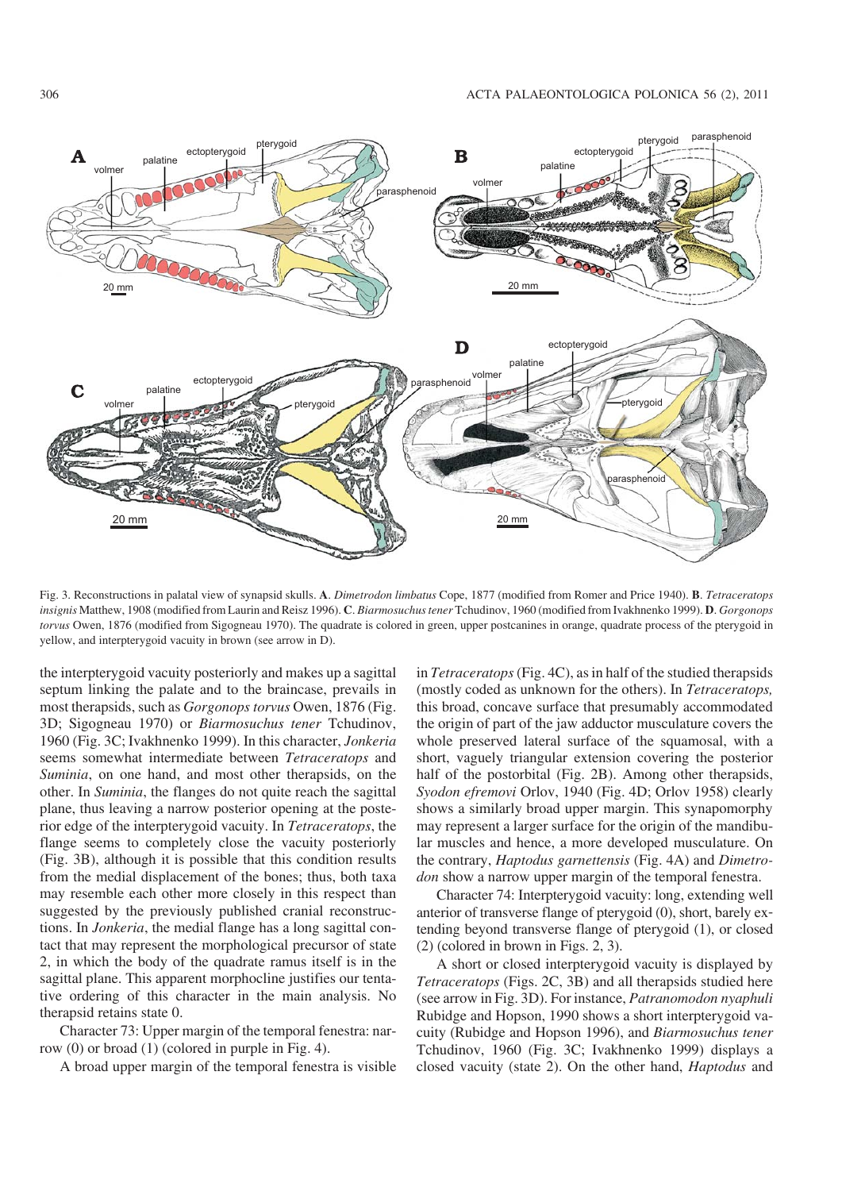Fig. 3. Reconstructions in palatal view of synapsid skulls. **A**. *Dimetrodon limbatus* Cope, 1877 (modified from Romer and Price 1940). **B**. *Tetraceratops insignis* Matthew, 1908 (modified from Laurin and Reisz 1996). **C**. *Biarmosuchus tener* Tchudinov, 1960 (modified from Ivakhnenko 1999). **D**. *Gorgonops torvus* Owen, 1876 (modified from Sigogneau 1970). The quadrate is colored in green, upper postcanines in orange, quadrate process of the pterygoid in yellow, and interpterygoid vacuity in brown (see arrow in D).

the interpterygoid vacuity posteriorly and makes up a sagittal septum linking the palate and to the braincase, prevails in most therapsids, such as *Gorgonops torvus* Owen, 1876 (Fig. 3D; Sigogneau 1970) or *Biarmosuchus tener* Tchudinov, 1960 (Fig. 3C; Ivakhnenko 1999). In this character, *Jonkeria* seems somewhat intermediate between *Tetraceratops* and *Suminia*, on one hand, and most other therapsids, on the other. In *Suminia*, the flanges do not quite reach the sagittal plane, thus leaving a narrow posterior opening at the posterior edge of the interpterygoid vacuity. In *Tetraceratops*, the flange seems to completely close the vacuity posteriorly (Fig. 3B), although it is possible that this condition results from the medial displacement of the bones; thus, both taxa may resemble each other more closely in this respect than suggested by the previously published cranial reconstructions. In *Jonkeria*, the medial flange has a long sagittal contact that may represent the morphological precursor of state 2, in which the body of the quadrate ramus itself is in the sagittal plane. This apparent morphocline justifies our tentative ordering of this character in the main analysis. No therapsid retains state 0.

Character 73: Upper margin of the temporal fenestra: narrow (0) or broad (1) (colored in purple in Fig. 4).

A broad upper margin of the temporal fenestra is visible in *Tetraceratops* (Fig. 4C), as in half of the studied therapsids (mostly coded as unknown for the others). In *Tetraceratops,* this broad, concave surface that presumably accommodated the origin of part of the jaw adductor musculature covers the whole preserved lateral surface of the squamosal, with a short, vaguely triangular extension covering the posterior half of the postorbital (Fig. 2B). Among other therapsids, *Syodon efremovi* Orlov, 1940 (Fig. 4D; Orlov 1958) clearly shows a similarly broad upper margin. This synapomorphy may represent a larger surface for the origin of the mandibular muscles and hence, a more developed musculature. On the contrary, *Haptodus garnettensis* (Fig. 4A) and *Dimetrodon* show a narrow upper margin of the temporal fenestra.

Character 74: Interpterygoid vacuity: long, extending well anterior of transverse flange of pterygoid (0), short, barely extending beyond transverse flange of pterygoid (1), or closed (2) (colored in brown in Figs. 2, 3).

A short or closed interpterygoid vacuity is displayed by *Tetraceratops* (Figs. 2C, 3B) and all therapsids studied here (see arrow in Fig. 3D). For instance, *Patranomodon nyaphuli* Rubidge and Hopson, 1990 shows a short interpterygoid vacuity (Rubidge and Hopson 1996), and *Biarmosuchus tener* Tchudinov, 1960 (Fig. 3C; Ivakhnenko 1999) displays a closed vacuity (state 2). On the other hand, *Haptodus* and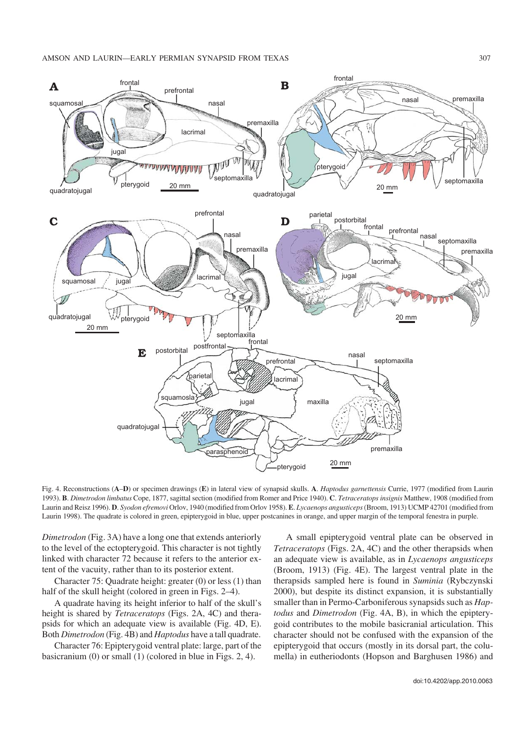Fig. 4. Reconstructions (**A**–**D**) or specimen drawings (**E**) in lateral view of synapsid skulls. **A**. *Haptodus garnettensis* Currie, 1977 (modified from Laurin 1993). **B**. *Dimetrodon limbatus* Cope, 1877, sagittal section (modified from Romer and Price 1940). **C**. *Tetraceratops insignis* Matthew, 1908 (modified from Laurin and Reisz 1996). **D**. *Syodon efremovi* Orlov, 1940 (modified from Orlov 1958). **E**. *Lycaenops angusticeps* (Broom, 1913) UCMP 42701 (modified from Laurin 1998). The quadrate is colored in green, epipterygoid in blue, upper postcanines in orange, and upper margin of the temporal fenestra in purple.

*Dimetrodon* (Fig. 3A) have a long one that extends anteriorly to the level of the ectopterygoid. This character is not tightly linked with character 72 because it refers to the anterior extent of the vacuity, rather than to its posterior extent.

Character 75: Quadrate height: greater (0) or less (1) than half of the skull height (colored in green in Figs. 2–4).

A quadrate having its height inferior to half of the skull's height is shared by *Tetraceratops* (Figs. 2A, 4C) and therapsids for which an adequate view is available (Fig. 4D, E). Both *Dimetrodon* (Fig. 4B) and *Haptodus* have a tall quadrate.

Character 76: Epipterygoid ventral plate: large, part of the basicranium (0) or small (1) (colored in blue in Figs. 2, 4).

A small epipterygoid ventral plate can be observed in *Tetraceratops* (Figs. 2A, 4C) and the other therapsids when an adequate view is available, as in *Lycaenops angusticeps* (Broom, 1913) (Fig. 4E). The largest ventral plate in the therapsids sampled here is found in *Suminia* (Rybczynski 2000), but despite its distinct expansion, it is substantially smaller than in Permo-Carboniferous synapsids such as *Haptodus* and *Dimetrodon* (Fig. 4A, B), in which the epipterygoid contributes to the mobile basicranial articulation. This character should not be confused with the expansion of the epipterygoid that occurs (mostly in its dorsal part, the columella) in eutheriodonts (Hopson and Barghusen 1986) and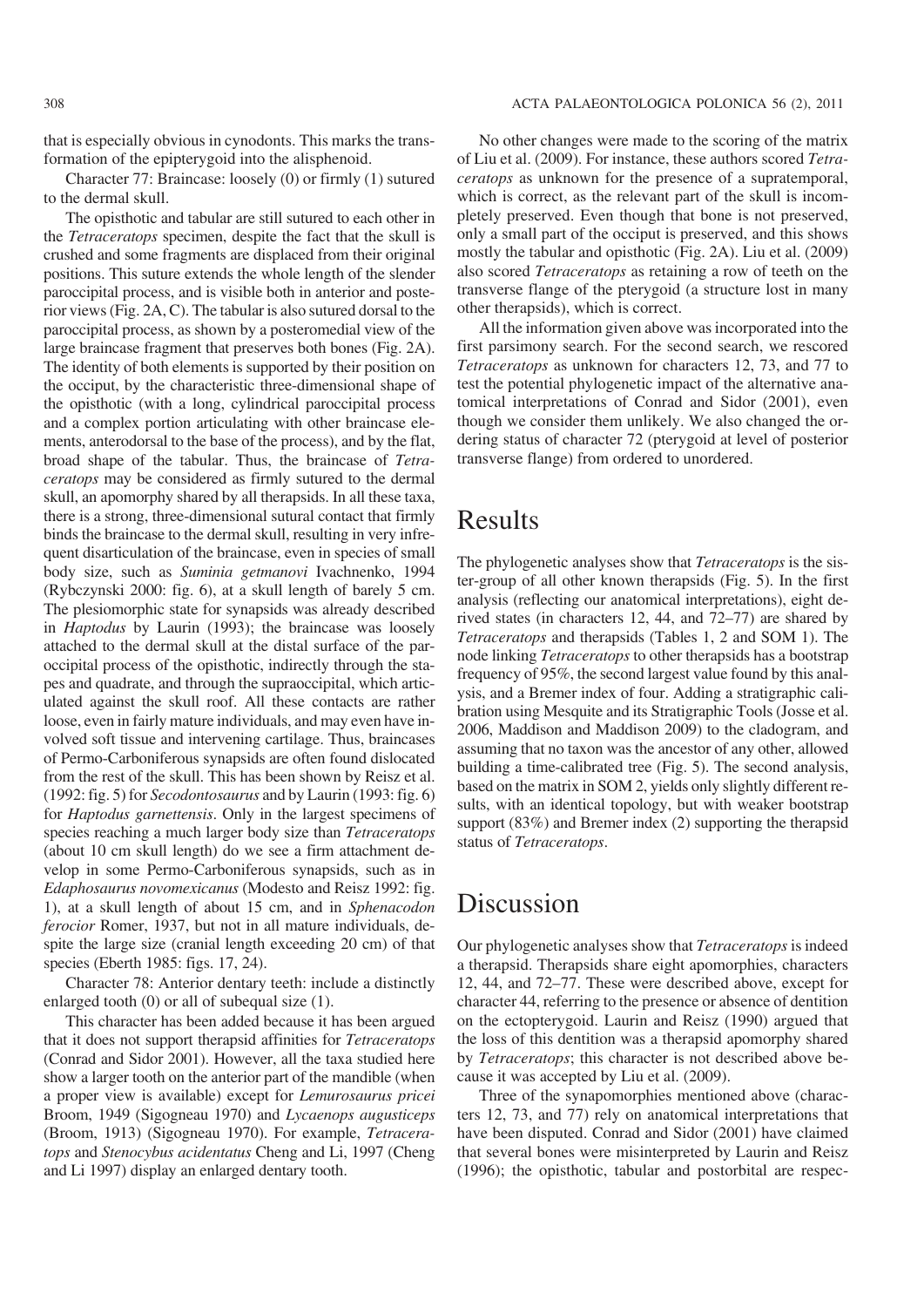that is especially obvious in cynodonts. This marks the transformation of the epipterygoid into the alisphenoid.

Character 77: Braincase: loosely (0) or firmly (1) sutured to the dermal skull.

The opisthotic and tabular are still sutured to each other in the *Tetraceratops* specimen, despite the fact that the skull is crushed and some fragments are displaced from their original positions. This suture extends the whole length of the slender paroccipital process, and is visible both in anterior and posterior views (Fig. 2A, C). The tabular is also sutured dorsal to the paroccipital process, as shown by a posteromedial view of the large braincase fragment that preserves both bones (Fig. 2A). The identity of both elements is supported by their position on the occiput, by the characteristic three-dimensional shape of the opisthotic (with a long, cylindrical paroccipital process and a complex portion articulating with other braincase elements, anterodorsal to the base of the process), and by the flat, broad shape of the tabular. Thus, the braincase of *Tetraceratops* may be considered as firmly sutured to the dermal skull, an apomorphy shared by all therapsids. In all these taxa, there is a strong, three-dimensional sutural contact that firmly binds the braincase to the dermal skull, resulting in very infrequent disarticulation of the braincase, even in species of small body size, such as *Suminia getmanovi* Ivachnenko, 1994 (Rybczynski 2000: fig. 6), at a skull length of barely 5 cm. The plesiomorphic state for synapsids was already described in *Haptodus* by Laurin (1993); the braincase was loosely attached to the dermal skull at the distal surface of the paroccipital process of the opisthotic, indirectly through the stapes and quadrate, and through the supraoccipital, which articulated against the skull roof. All these contacts are rather loose, even in fairly mature individuals, and may even have involved soft tissue and intervening cartilage. Thus, braincases of Permo-Carboniferous synapsids are often found dislocated from the rest of the skull. This has been shown by Reisz et al. (1992: fig. 5) for *Secodontosaurus* and by Laurin (1993: fig. 6) for *Haptodus garnettensis*. Only in the largest specimens of species reaching a much larger body size than *Tetraceratops* (about 10 cm skull length) do we see a firm attachment develop in some Permo-Carboniferous synapsids, such as in *Edaphosaurus novomexicanus* (Modesto and Reisz 1992: fig. 1), at a skull length of about 15 cm, and in *Sphenacodon ferocior* Romer, 1937, but not in all mature individuals, despite the large size (cranial length exceeding 20 cm) of that species (Eberth 1985: figs. 17, 24).

Character 78: Anterior dentary teeth: include a distinctly enlarged tooth (0) or all of subequal size (1).

This character has been added because it has been argued that it does not support therapsid affinities for *Tetraceratops* (Conrad and Sidor 2001). However, all the taxa studied here show a larger tooth on the anterior part of the mandible (when a proper view is available) except for *Lemurosaurus pricei* Broom, 1949 (Sigogneau 1970) and *Lycaenops augusticeps* (Broom, 1913) (Sigogneau 1970). For example, *Tetraceratops* and *Stenocybus acidentatus* Cheng and Li, 1997 (Cheng and Li 1997) display an enlarged dentary tooth.

No other changes were made to the scoring of the matrix of Liu et al. (2009). For instance, these authors scored *Tetraceratops* as unknown for the presence of a supratemporal, which is correct, as the relevant part of the skull is incompletely preserved. Even though that bone is not preserved, only a small part of the occiput is preserved, and this shows mostly the tabular and opisthotic (Fig. 2A). Liu et al. (2009) also scored *Tetraceratops* as retaining a row of teeth on the transverse flange of the pterygoid (a structure lost in many other therapsids), which is correct.

All the information given above was incorporated into the first parsimony search. For the second search, we rescored *Tetraceratops* as unknown for characters 12, 73, and 77 to test the potential phylogenetic impact of the alternative anatomical interpretations of Conrad and Sidor (2001), even though we consider them unlikely. We also changed the ordering status of character 72 (pterygoid at level of posterior transverse flange) from ordered to unordered.

# Results

The phylogenetic analyses show that *Tetraceratops* is the sister-group of all other known therapsids (Fig. 5). In the first analysis (reflecting our anatomical interpretations), eight derived states (in characters 12, 44, and 72–77) are shared by *Tetraceratops* and therapsids (Tables 1, 2 and SOM 1). The node linking *Tetraceratops* to other therapsids has a bootstrap frequency of 95%, the second largest value found by this analysis, and a Bremer index of four. Adding a stratigraphic calibration using Mesquite and its Stratigraphic Tools (Josse et al. 2006, Maddison and Maddison 2009) to the cladogram, and assuming that no taxon was the ancestor of any other, allowed building a time-calibrated tree (Fig. 5). The second analysis, based on the matrix in SOM 2, yields only slightly different results, with an identical topology, but with weaker bootstrap support (83%) and Bremer index (2) supporting the therapsid status of *Tetraceratops*.

# Discussion

Our phylogenetic analyses show that *Tetraceratops* is indeed a therapsid. Therapsids share eight apomorphies, characters 12, 44, and 72–77. These were described above, except for character 44, referring to the presence or absence of dentition on the ectopterygoid. Laurin and Reisz (1990) argued that the loss of this dentition was a therapsid apomorphy shared by *Tetraceratops*; this character is not described above because it was accepted by Liu et al. (2009).

Three of the synapomorphies mentioned above (characters 12, 73, and 77) rely on anatomical interpretations that have been disputed. Conrad and Sidor (2001) have claimed that several bones were misinterpreted by Laurin and Reisz (1996); the opisthotic, tabular and postorbital are respec-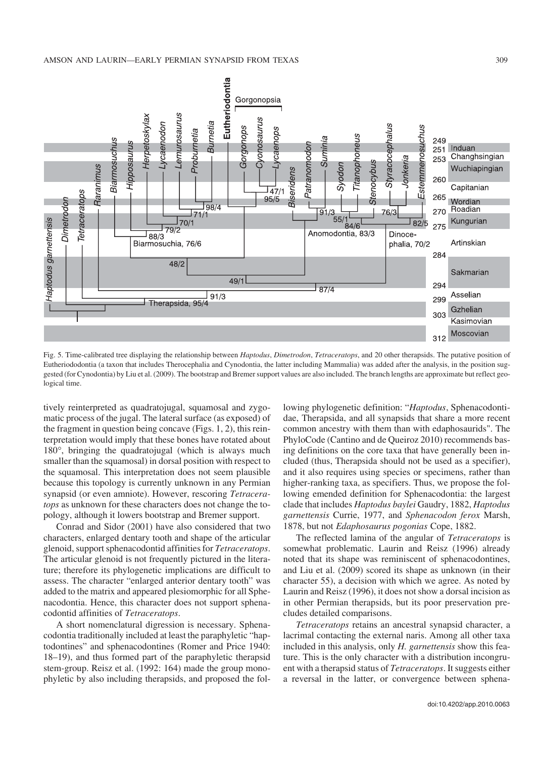Fig. 5. Time-calibrated tree displaying the relationship between *Haptodus*, *Dimetrodon*, *Tetraceratops*, and 20 other therapsids. The putative position of Eutheriodontia (a taxon that includes Therocephalia and Cynodontia, the latter including Mammalia) was added after the analysis, in the position suggested (for Cynodontia) by Liu et al. (2009). The bootstrap and Bremer support values are also included. The branch lengths are approximate but reflect geological time.

tively reinterpreted as quadratojugal, squamosal and zygomatic process of the jugal. The lateral surface (as exposed) of the fragment in question being concave (Figs. 1, 2), this reinterpretation would imply that these bones have rotated about 180°, bringing the quadratojugal (which is always much smaller than the squamosal) in dorsal position with respect to the squamosal. This interpretation does not seem plausible because this topology is currently unknown in any Permian synapsid (or even amniote). However, rescoring *Tetraceratops* as unknown for these characters does not change the topology, although it lowers bootstrap and Bremer support.

Conrad and Sidor (2001) have also considered that two characters, enlarged dentary tooth and shape of the articular glenoid, support sphenacodontid affinities for *Tetraceratops*. The articular glenoid is not frequently pictured in the literature; therefore its phylogenetic implications are difficult to assess. The character "enlarged anterior dentary tooth" was added to the matrix and appeared plesiomorphic for all Sphenacodontia. Hence, this character does not support sphenacodontid affinities of *Tetraceratops*.

A short nomenclatural digression is necessary. Sphenacodontia traditionally included at least the paraphyletic "haptodontines" and sphenacodontines (Romer and Price 1940: 18–19), and thus formed part of the paraphyletic therapsid stem-group. Reisz et al. (1992: 164) made the group monophyletic by also including therapsids, and proposed the following phylogenetic definition: "*Haptodus*, Sphenacodontidae, Therapsida, and all synapsids that share a more recent common ancestry with them than with edaphosaurids". The PhyloCode (Cantino and de Queiroz 2010) recommends basing definitions on the core taxa that have generally been included (thus, Therapsida should not be used as a specifier), and it also requires using species or specimens, rather than higher-ranking taxa, as specifiers. Thus, we propose the following emended definition for Sphenacodontia: the largest clade that includes *Haptodus baylei* Gaudry, 1882, *Haptodus garnettensis* Currie, 1977, and *Sphenacodon ferox* Marsh, 1878, but not *Edaphosaurus pogonias* Cope, 1882.

The reflected lamina of the angular of *Tetraceratops* is somewhat problematic. Laurin and Reisz (1996) already noted that its shape was reminiscent of sphenacodontines, and Liu et al. (2009) scored its shape as unknown (in their character 55), a decision with which we agree. As noted by Laurin and Reisz (1996), it does not show a dorsal incision as in other Permian therapsids, but its poor preservation precludes detailed comparisons.

*Tetraceratops* retains an ancestral synapsid character, a lacrimal contacting the external naris. Among all other taxa included in this analysis, only *H. garnettensis* show this feature. This is the only character with a distribution incongruent with a therapsid status of *Tetraceratops*. It suggests either a reversal in the latter, or convergence between sphena-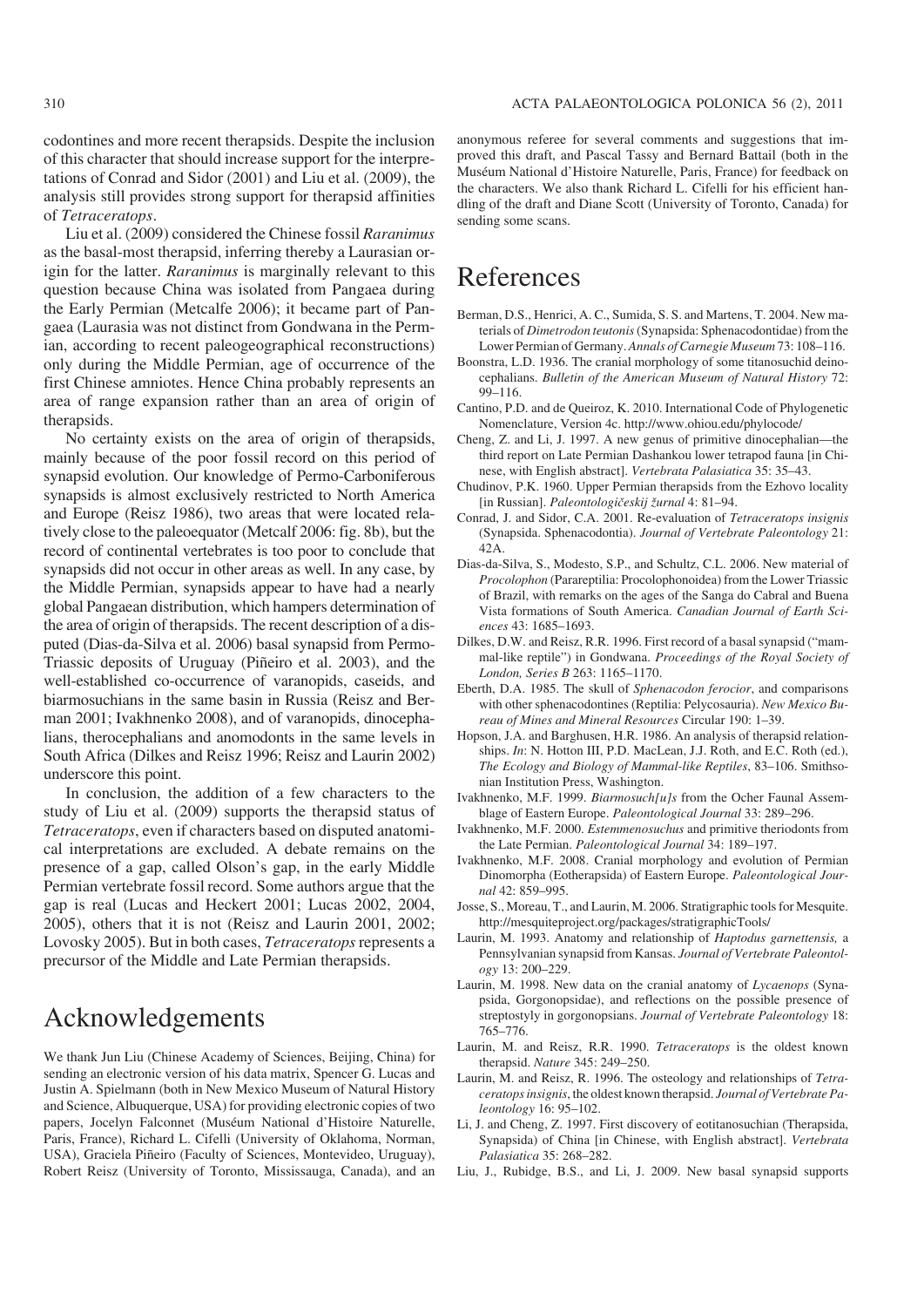codontines and more recent therapsids. Despite the inclusion of this character that should increase support for the interpretations of Conrad and Sidor (2001) and Liu et al. (2009), the analysis still provides strong support for therapsid affinities of *Tetraceratops*.

Liu et al. (2009) considered the Chinese fossil *Raranimus* as the basal-most therapsid, inferring thereby a Laurasian origin for the latter. *Raranimus* is marginally relevant to this question because China was isolated from Pangaea during the Early Permian (Metcalfe 2006); it became part of Pangaea (Laurasia was not distinct from Gondwana in the Permian, according to recent paleogeographical reconstructions) only during the Middle Permian, age of occurrence of the first Chinese amniotes. Hence China probably represents an area of range expansion rather than an area of origin of therapsids.

No certainty exists on the area of origin of therapsids, mainly because of the poor fossil record on this period of synapsid evolution. Our knowledge of Permo-Carboniferous synapsids is almost exclusively restricted to North America and Europe (Reisz 1986), two areas that were located relatively close to the paleoequator (Metcalf 2006: fig. 8b), but the record of continental vertebrates is too poor to conclude that synapsids did not occur in other areas as well. In any case, by the Middle Permian, synapsids appear to have had a nearly global Pangaean distribution, which hampers determination of the area of origin of therapsids. The recent description of a disputed (Dias-da-Silva et al. 2006) basal synapsid from Permo-Triassic deposits of Uruguay (Piñeiro et al. 2003), and the well-established co-occurrence of varanopids, caseids, and biarmosuchians in the same basin in Russia (Reisz and Berman 2001; Ivakhnenko 2008), and of varanopids, dinocephalians, therocephalians and anomodonts in the same levels in South Africa (Dilkes and Reisz 1996; Reisz and Laurin 2002) underscore this point.

In conclusion, the addition of a few characters to the study of Liu et al. (2009) supports the therapsid status of *Tetraceratops*, even if characters based on disputed anatomical interpretations are excluded. A debate remains on the presence of a gap, called Olson's gap, in the early Middle Permian vertebrate fossil record. Some authors argue that the gap is real (Lucas and Heckert 2001; Lucas 2002, 2004, 2005), others that it is not (Reisz and Laurin 2001, 2002; Lovosky 2005). But in both cases, *Tetraceratops* represents a precursor of the Middle and Late Permian therapsids.

# Acknowledgements

We thank Jun Liu (Chinese Academy of Sciences, Beijing, China) for sending an electronic version of his data matrix, Spencer G. Lucas and Justin A. Spielmann (both in New Mexico Museum of Natural History and Science, Albuquerque, USA) for providing electronic copies of two papers, Jocelyn Falconnet (Muséum National d'Histoire Naturelle, Paris, France), Richard L. Cifelli (University of Oklahoma, Norman, USA), Graciela Piñeiro (Faculty of Sciences, Montevideo, Uruguay), Robert Reisz (University of Toronto, Mississauga, Canada), and an anonymous referee for several comments and suggestions that improved this draft, and Pascal Tassy and Bernard Battail (both in the Muséum National d'Histoire Naturelle, Paris, France) for feedback on the characters. We also thank Richard L. Cifelli for his efficient handling of the draft and Diane Scott (University of Toronto, Canada) for sending some scans.

# References

Berman, D.S., Henrici, A. C., Sumida, S. S. and Martens, T. 2004. New materials of *Dimetrodon teutonis* (Synapsida: Sphenacodontidae) from the Lower Permian of Germany. *Annals of Carnegie Museum* 73: 108–116.

Boonstra, L.D. 1936. The cranial morphology of some titanosuchid deinocephalians. *Bulletin of the American Museum of Natural History* 72: 99–116.

Cantino, P.D. and de Queiroz, K. 2010. International Code of Phylogenetic Nomenclature, Version 4c. http://www.ohiou.edu/phylocode/

Cheng, Z. and Li, J. 1997. A new genus of primitive dinocephalian—the third report on Late Permian Dashankou lower tetrapod fauna [in Chinese, with English abstract]. *Vertebrata Palasiatica* 35: 35–43.

Chudinov, P.K. 1960. Upper Permian therapsids from the Ezhovo locality [in Russian]. *Paleontologičeskij žurnal* 4: 81–94.

Conrad, J. and Sidor, C.A. 2001. Re-evaluation of *Tetraceratops insignis* (Synapsida. Sphenacodontia). *Journal of Vertebrate Paleontology* 21: 42A.

Dias-da-Silva, S., Modesto, S.P., and Schultz, C.L. 2006. New material of *Procolophon* (Parareptilia: Procolophonoidea) from the Lower Triassic of Brazil, with remarks on the ages of the Sanga do Cabral and Buena Vista formations of South America. *Canadian Journal of Earth Sciences* 43: 1685–1693.

Dilkes, D.W. and Reisz, R.R. 1996. First record of a basal synapsid ("mammal-like reptile") in Gondwana. *Proceedings of the Royal Society of London, Series B* 263: 1165–1170.

Eberth, D.A. 1985. The skull of *Sphenacodon ferocior*, and comparisons with other sphenacodontines (Reptilia: Pelycosauria). *New Mexico Bureau of Mines and Mineral Resources* Circular 190: 1–39.

Hopson, J.A. and Barghusen, H.R. 1986. An analysis of therapsid relationships. *In*: N. Hotton III, P.D. MacLean, J.J. Roth, and E.C. Roth (ed.), *The Ecology and Biology of Mammal-like Reptiles*, 83–106. Smithsonian Institution Press, Washington.

Ivakhnenko, M.F. 1999. *Biarmosuch[u]s* from the Ocher Faunal Assemblage of Eastern Europe. *Paleontological Journal* 33: 289–296.

Ivakhnenko, M.F. 2000. *Estemmenosuchus* and primitive theriodonts from the Late Permian. *Paleontological Journal* 34: 189–197.

Ivakhnenko, M.F. 2008. Cranial morphology and evolution of Permian Dinomorpha (Eotherapsida) of Eastern Europe. *Paleontological Journal* 42: 859–995.

Josse, S., Moreau, T., and Laurin, M. 2006. Stratigraphic tools for Mesquite. http://mesquiteproject.org/packages/stratigraphicTools/

Laurin, M. 1993. Anatomy and relationship of *Haptodus garnettensis,* a Pennsylvanian synapsid from Kansas. *Journal of Vertebrate Paleontology* 13: 200–229.

Laurin, M. 1998. New data on the cranial anatomy of *Lycaenops* (Synapsida, Gorgonopsidae), and reflections on the possible presence of streptostyly in gorgonopsians. *Journal of Vertebrate Paleontology* 18: 765–776.

Laurin, M. and Reisz, R.R. 1990. *Tetraceratops* is the oldest known therapsid. *Nature* 345: 249–250.

Laurin, M. and Reisz, R. 1996. The osteology and relationships of *Tetraceratops insignis*, the oldest known therapsid. *Journal of Vertebrate Paleontology* 16: 95–102.

Li, J. and Cheng, Z. 1997. First discovery of eotitanosuchian (Therapsida, Synapsida) of China [in Chinese, with English abstract]. *Vertebrata Palasiatica* 35: 268–282.

Liu, J., Rubidge, B.S., and Li, J. 2009. New basal synapsid supports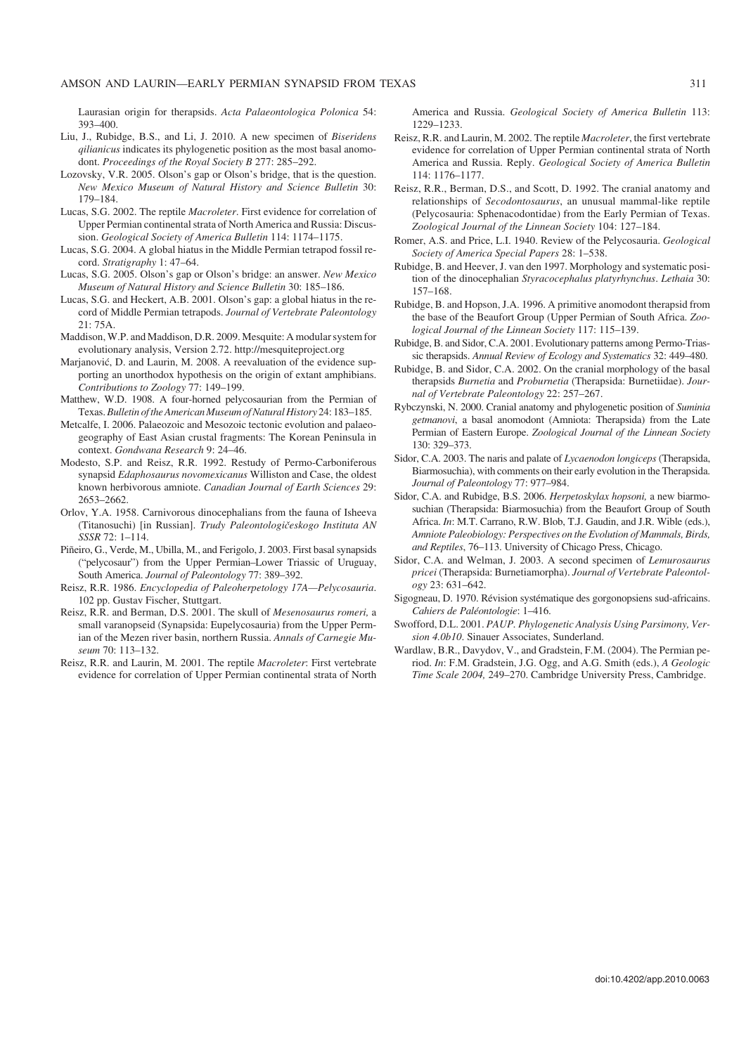Laurasian origin for therapsids. *Acta Palaeontologica Polonica* 54: 393–400.

Liu, J., Rubidge, B.S., and Li, J. 2010. A new specimen of *Biseridens qilianicus* indicates its phylogenetic position as the most basal anomodont. *Proceedings of the Royal Society B* 277: 285–292.

Lozovsky, V.R. 2005. Olson's gap or Olson's bridge, that is the question. *New Mexico Museum of Natural History and Science Bulletin* 30: 179–184.

Lucas, S.G. 2002. The reptile *Macroleter*. First evidence for correlation of Upper Permian continental strata of North America and Russia: Discussion. *Geological Society of America Bulletin* 114: 1174–1175.

Lucas, S.G. 2004. A global hiatus in the Middle Permian tetrapod fossil record. *Stratigraphy* 1: 47–64.

Lucas, S.G. 2005. Olson's gap or Olson's bridge: an answer. *New Mexico Museum of Natural History and Science Bulletin* 30: 185–186.

Lucas, S.G. and Heckert, A.B. 2001. Olson's gap: a global hiatus in the record of Middle Permian tetrapods. *Journal of Vertebrate Paleontology* 21: 75A.

Maddison, W.P. and Maddison, D.R. 2009. Mesquite: A modular system for evolutionary analysis, Version 2.72. http://mesquiteproject.org

Marjanović, D. and Laurin, M. 2008. A reevaluation of the evidence supporting an unorthodox hypothesis on the origin of extant amphibians. *Contributions to Zoology* 77: 149–199.

Matthew, W.D. 1908. A four-horned pelycosaurian from the Permian of Texas. *Bulletin of the American Museum of Natural History* 24: 183–185.

Metcalfe, I. 2006. Palaeozoic and Mesozoic tectonic evolution and palaeogeography of East Asian crustal fragments: The Korean Peninsula in context. *Gondwana Research* 9: 24–46.

Modesto, S.P. and Reisz, R.R. 1992. Restudy of Permo-Carboniferous synapsid *Edaphosaurus novomexicanus* Williston and Case, the oldest known herbivorous amniote. *Canadian Journal of Earth Sciences* 29: 2653–2662.

Orlov, Y.A. 1958. Carnivorous dinocephalians from the fauna of Isheeva (Titanosuchi) [in Russian]. *Trudy Paleontologičeskogo Instituta AN SSSR* 72: 1–114.

Piñeiro, G., Verde, M., Ubilla, M., and Ferigolo, J. 2003. First basal synapsids ("pelycosaur") from the Upper Permian–Lower Triassic of Uruguay, South America. *Journal of Paleontology* 77: 389–392.

Reisz, R.R. 1986. *Encyclopedia of Paleoherpetology 17A—Pelycosauria*. 102 pp. Gustav Fischer, Stuttgart.

Reisz, R.R. and Berman, D.S. 2001. The skull of *Mesenosaurus romeri,* a small varanopseid (Synapsida: Eupelycosauria) from the Upper Permian of the Mezen river basin, northern Russia. *Annals of Carnegie Museum* 70: 113–132.

Reisz, R.R. and Laurin, M. 2001. The reptile *Macroleter*: First vertebrate evidence for correlation of Upper Permian continental strata of North America and Russia. *Geological Society of America Bulletin* 113: 1229–1233.

Reisz, R.R. and Laurin, M. 2002. The reptile *Macroleter*, the first vertebrate evidence for correlation of Upper Permian continental strata of North America and Russia. Reply. *Geological Society of America Bulletin* 114: 1176–1177.

Reisz, R.R., Berman, D.S., and Scott, D. 1992. The cranial anatomy and relationships of *Secodontosaurus*, an unusual mammal-like reptile (Pelycosauria: Sphenacodontidae) from the Early Permian of Texas. *Zoological Journal of the Linnean Society* 104: 127–184.

Romer, A.S. and Price, L.I. 1940. Review of the Pelycosauria. *Geological Society of America Special Papers* 28: 1–538.

Rubidge, B. and Heever, J. van den 1997. Morphology and systematic position of the dinocephalian *Styracocephalus platyrhynchus*. *Lethaia* 30: 157–168.

Rubidge, B. and Hopson, J.A. 1996. A primitive anomodont therapsid from the base of the Beaufort Group (Upper Permian of South Africa. *Zoological Journal of the Linnean Society* 117: 115–139.

Rubidge, B. and Sidor, C.A. 2001. Evolutionary patterns among Permo-Triassic therapsids. *Annual Review of Ecology and Systematics* 32: 449–480.

Rubidge, B. and Sidor, C.A. 2002. On the cranial morphology of the basal therapsids *Burnetia* and *Proburnetia* (Therapsida: Burnetiidae). *Journal of Vertebrate Paleontology* 22: 257–267.

Rybczynski, N. 2000. Cranial anatomy and phylogenetic position of *Suminia getmanovi*, a basal anomodont (Amniota: Therapsida) from the Late Permian of Eastern Europe. *Zoological Journal of the Linnean Society* 130: 329–373.

Sidor, C.A. 2003. The naris and palate of *Lycaenodon longiceps* (Therapsida, Biarmosuchia), with comments on their early evolution in the Therapsida. *Journal of Paleontology* 77: 977–984.

Sidor, C.A. and Rubidge, B.S. 2006. *Herpetoskylax hopsoni,* a new biarmosuchian (Therapsida: Biarmosuchia) from the Beaufort Group of South Africa. *In*: M.T. Carrano, R.W. Blob, T.J. Gaudin, and J.R. Wible (eds.), *Amniote Paleobiology: Perspectives on the Evolution of Mammals, Birds, and Reptiles*, 76–113. University of Chicago Press, Chicago.

Sidor, C.A. and Welman, J. 2003. A second specimen of *Lemurosaurus pricei* (Therapsida: Burnetiamorpha). *Journal of Vertebrate Paleontology* 23: 631–642.

Sigogneau, D. 1970. Révision systématique des gorgonopsiens sud-africains. *Cahiers de Paléontologie*: 1–416.

Swofford, D.L. 2001. *PAUP. Phylogenetic Analysis Using Parsimony, Version 4.0b10.* Sinauer Associates, Sunderland.

Wardlaw, B.R., Davydov, V., and Gradstein, F.M. (2004). The Permian period. *In*: F.M. Gradstein, J.G. Ogg, and A.G. Smith (eds.), *A Geologic Time Scale 2004,* 249–270. Cambridge University Press, Cambridge.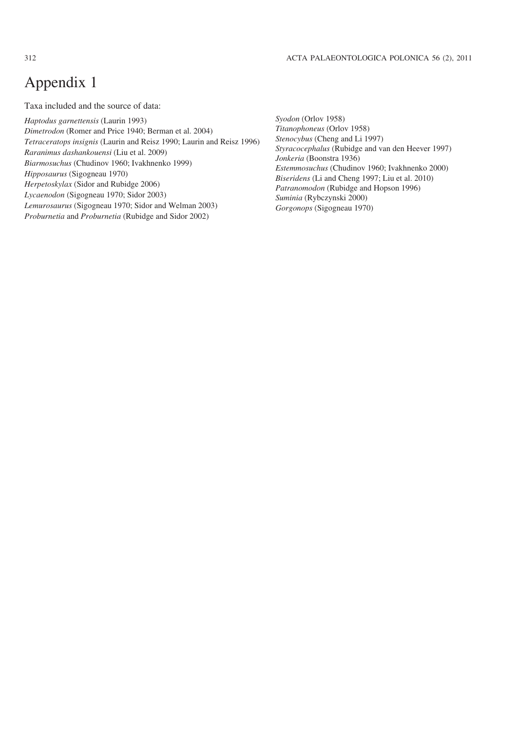# Appendix 1

Taxa included and the source of data:

*Haptodus garnettensis* (Laurin 1993)
*Dimetrodon* (Romer and Price 1940; Berman et al. 2004)
*Tetraceratops insignis* (Laurin and Reisz 1990; Laurin and Reisz 1996)
*Raranimus dashankouensi* (Liu et al. 2009)
*Biarmosuchus* (Chudinov 1960; Ivakhnenko 1999)
*Hipposaurus* (Sigogneau 1970)
*Herpetoskylax* (Sidor and Rubidge 2006)
*Lycaenodon* (Sigogneau 1970; Sidor 2003)
*Lemurosaurus* (Sigogneau 1970; Sidor and Welman 2003)
*Proburnetia* and *Proburnetia* (Rubidge and Sidor 2002)
*Syodon* (Orlov 1958)
*Titanophoneus* (Orlov 1958)
*Stenocybus* (Cheng and Li 1997)
*Styracocephalus* (Rubidge and van den Heever 1997)
*Jonkeria* (Boonstra 1936)
*Estemmosuchus* (Chudinov 1960; Ivakhnenko 2000)
*Biseridens* (Li and Cheng 1997; Liu et al. 2010)
*Patranomodon* (Rubidge and Hopson 1996)
*Suminia* (Rybczynski 2000)
*Gorgonops* (Sigogneau 1970)